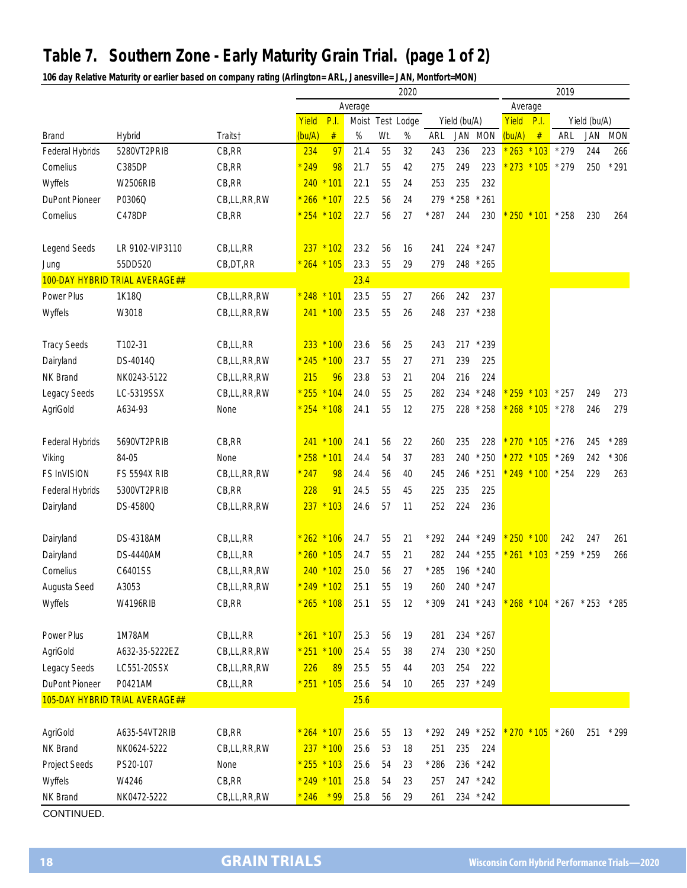# Table 7. Southern Zone - Early Maturity Grain Trial. (page 1 of 2)

**106 day Relative Maturity or earlier based on company rating (Arlington= ARL, Janesville= JAN, Montfort=MON)**

| | | | 2020 | | | | | | | | 2019 | | | | |
|---|---|---|---|---|---|---|---|---|---|---|---|---|---|---|---|
| | | | Average | | | | | | | | Average | | | | |
| | | | Yield | P.I. | Moist | Test | Lodge | Yield (bu/A) | | | Yield | P.I. | Yield (bu/A) | | |
| Brand | Hybrid | Traits† | (bu/A) | # | % | Wt. | % | ARL | JAN | MON | (bu/A) | # | ARL | JAN | MON |
| Federal Hybrids | 5280VT2PRIB | CB,RR | 234 | 97 | 21.4 | 55 | 32 | 243 | 236 | 223 | *263 | *103 | *279 | 244 | 266 |
| Cornelius | C385DP | CB,RR | *249 | 98 | 21.7 | 55 | 42 | 275 | 249 | 223 | *273 | *105 | *279 | 250 | *291 |
| Wyffels | W2506RIB | CB,RR | 240 | *101 | 22.1 | 55 | 24 | 253 | 235 | 232 | | | | | |
| DuPont Pioneer | P0306Q | CB,LL,RR,RW | *266 | *107 | 22.5 | 56 | 24 | 279 | *258 | *261 | | | | | |
| Cornelius | C478DP | CB,RR | *254 | *102 | 22.7 | 56 | 27 | *287 | 244 | 230 | *250 | *101 | *258 | 230 | 264 |
| Legend Seeds | LR 9102-VIP3110 | CB,LL,RR | 237 | *102 | 23.2 | 56 | 16 | 241 | 224 | *247 | | | | | |
| Jung | 55DD520 | CB,DT,RR | *264 | *105 | 23.3 | 55 | 29 | 279 | 248 | *265 | | | | | |
| 100-DAY HYBRID TRIAL AVERAGE## | | | | | 23.4 | | | | | | | | | | |
| Power Plus | 1K18Q | CB,LL,RR,RW | *248 | *101 | 23.5 | 55 | 27 | 266 | 242 | 237 | | | | | |
| Wyffels | W3018 | CB,LL,RR,RW | 241 | *100 | 23.5 | 55 | 26 | 248 | 237 | *238 | | | | | |
| Tracy Seeds | T102-31 | CB,LL,RR | 233 | *100 | 23.6 | 56 | 25 | 243 | 217 | *239 | | | | | |
| Dairyland | DS-4014Q | CB,LL,RR,RW | *245 | *100 | 23.7 | 55 | 27 | 271 | 239 | 225 | | | | | |
| NK Brand | NK0243-5122 | CB,LL,RR,RW | 215 | 96 | 23.8 | 53 | 21 | 204 | 216 | 224 | | | | | |
| Legacy Seeds | LC-5319SSX | CB,LL,RR,RW | *255 | *104 | 24.0 | 55 | 25 | 282 | 234 | *248 | *259 | *103 | *257 | 249 | 273 |
| AgriGold | A634-93 | None | *254 | *108 | 24.1 | 55 | 12 | 275 | 228 | *258 | *268 | *105 | *278 | 246 | 279 |
| Federal Hybrids | 5690VT2PRIB | CB,RR | 241 | *100 | 24.1 | 56 | 22 | 260 | 235 | 228 | *270 | *105 | *276 | 245 | *289 |
| Viking | 84-05 | None | *258 | *101 | 24.4 | 54 | 37 | 283 | 240 | *250 | *272 | *105 | *269 | 242 | *306 |
| FS InVISION | FS 5594X RIB | CB,LL,RR,RW | *247 | 98 | 24.4 | 56 | 40 | 245 | 246 | *251 | *249 | *100 | *254 | 229 | 263 |
| Federal Hybrids | 5300VT2PRIB | CB,RR | 228 | 91 | 24.5 | 55 | 45 | 225 | 235 | 225 | | | | | |
| Dairyland | DS-4580Q | CB,LL,RR,RW | 237 | *103 | 24.6 | 57 | 11 | 252 | 224 | 236 | | | | | |
| Dairyland | DS-4318AM | CB,LL,RR | *262 | *106 | 24.7 | 55 | 21 | *292 | 244 | *249 | *250 | *100 | 242 | 247 | 261 |
| Dairyland | DS-4440AM | CB,LL,RR | *260 | *105 | 24.7 | 55 | 21 | 282 | 244 | *255 | *261 | *103 | *259 | *259 | 266 |
| Cornelius | C6401SS | CB,LL,RR,RW | 240 | *102 | 25.0 | 56 | 27 | *285 | 196 | *240 | | | | | |
| Augusta Seed | A3053 | CB,LL,RR,RW | *249 | *102 | 25.1 | 55 | 19 | 260 | 240 | *247 | | | | | |
| Wyffels | W4196RIB | CB,RR | *265 | *108 | 25.1 | 55 | 12 | *309 | 241 | *243 | *268 | *104 | *267 | *253 | *285 |
| Power Plus | 1M78AM | CB,LL,RR | *261 | *107 | 25.3 | 56 | 19 | 281 | 234 | *267 | | | | | |
| AgriGold | A632-35-5222EZ | CB,LL,RR,RW | *251 | *100 | 25.4 | 55 | 38 | 274 | 230 | *250 | | | | | |
| Legacy Seeds | LC551-20SSX | CB,LL,RR,RW | 226 | 89 | 25.5 | 55 | 44 | 203 | 254 | 222 | | | | | |
| DuPont Pioneer | P0421AM | CB,LL,RR | *251 | *105 | 25.6 | 54 | 10 | 265 | 237 | *249 | | | | | |
| 105-DAY HYBRID TRIAL AVERAGE## | | | | | 25.6 | | | | | | | | | | |
| AgriGold | A635-54VT2RIB | CB,RR | *264 | *107 | 25.6 | 55 | 13 | *292 | 249 | *252 | *270 | *105 | *260 | 251 | *299 |
| NK Brand | NK0624-5222 | CB,LL,RR,RW | 237 | *100 | 25.6 | 53 | 18 | 251 | 235 | 224 | | | | | |
| Project Seeds | PS20-107 | None | *255 | *103 | 25.6 | 54 | 23 | *286 | 236 | *242 | | | | | |
| Wyffels | W4246 | CB,RR | *249 | *101 | 25.8 | 54 | 23 | 257 | 247 | *242 | | | | | |
| NK Brand | NK0472-5222 | CB,LL,RR,RW | *246 | *99 | 25.8 | 56 | 29 | 261 | 234 | *242 | | | | | |

CONTINUED.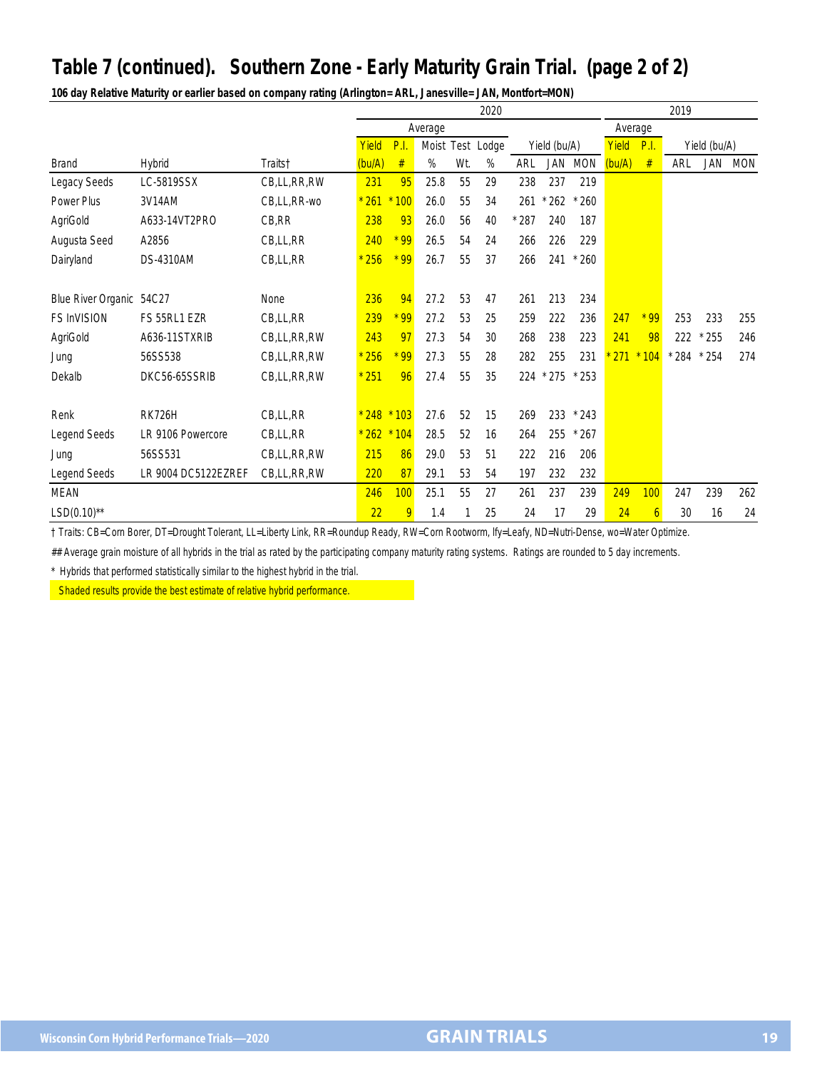# Table 7 (continued). Southern Zone - Early Maturity Grain Trial. (page 2 of 2)

**106 day Relative Maturity or earlier based on company rating (Arlington= ARL, Janesville= JAN, Montfort=MON)**

| | | | 2020 | | | | | | | | 2019 | | | | |
|---|---|---|---|---|---|---|---|---|---|---|---|---|---|---|---|
| | | | Average | | | | | | | | Average | | | | |
| | | | Yield | P.I. | Moist | Test | Lodge | Yield (bu/A) | | | Yield | P.I. | Yield (bu/A) | | |
| Brand | Hybrid | Traits† | (bu/A) | # | % | Wt. | % | ARL | JAN | MON | (bu/A) | # | ARL | JAN | MON |
| Legacy Seeds | LC-5819SSX | CB,LL,RR,RW | 231 | 95 | 25.8 | 55 | 29 | 238 | 237 | 219 | | | | | |
| Power Plus | 3V14AM | CB,LL,RR-wo | *261 | *100 | 26.0 | 55 | 34 | 261 | *262 | *260 | | | | | |
| AgriGold | A633-14VT2PRO | CB,RR | 238 | 93 | 26.0 | 56 | 40 | *287 | 240 | 187 | | | | | |
| Augusta Seed | A2856 | CB,LL,RR | 240 | *99 | 26.5 | 54 | 24 | 266 | 226 | 229 | | | | | |
| Dairyland | DS-4310AM | CB,LL,RR | *256 | *99 | 26.7 | 55 | 37 | 266 | 241 | *260 | | | | | |
| Blue River Organic | 54C27 | None | 236 | 94 | 27.2 | 53 | 47 | 261 | 213 | 234 | | | | | |
| FS InVISION | FS 55RL1 EZR | CB,LL,RR | 239 | *99 | 27.2 | 53 | 25 | 259 | 222 | 236 | 247 | *99 | 253 | 233 | 255 |
| AgriGold | A636-11STXRIB | CB,LL,RR,RW | 243 | 97 | 27.3 | 54 | 30 | 268 | 238 | 223 | 241 | 98 | 222 | *255 | 246 |
| Jung | 56SS538 | CB,LL,RR,RW | *256 | *99 | 27.3 | 55 | 28 | 282 | 255 | 231 | *271 | *104 | *284 | *254 | 274 |
| Dekalb | DKC56-65SSRIB | CB,LL,RR,RW | *251 | 96 | 27.4 | 55 | 35 | 224 | *275 | *253 | | | | | |
| Renk | RK726H | CB,LL,RR | *248 | *103 | 27.6 | 52 | 15 | 269 | 233 | *243 | | | | | |
| Legend Seeds | LR 9106 Powercore | CB,LL,RR | *262 | *104 | 28.5 | 52 | 16 | 264 | 255 | *267 | | | | | |
| Jung | 56SS531 | CB,LL,RR,RW | 215 | 86 | 29.0 | 53 | 51 | 222 | 216 | 206 | | | | | |
| Legend Seeds | LR 9004 DC5122EZREF | CB,LL,RR,RW | 220 | 87 | 29.1 | 53 | 54 | 197 | 232 | 232 | | | | | |
| MEAN | | | 246 | 100 | 25.1 | 55 | 27 | 261 | 237 | 239 | 249 | 100 | 247 | 239 | 262 |
| LSD(0.10)** | | | 22 | 9 | 1.4 | 1 | 25 | 24 | 17 | 29 | 24 | 6 | 30 | 16 | 24 |

† Traits: CB=Corn Borer, DT=Drought Tolerant, LL=Liberty Link, RR=Roundup Ready, RW=Corn Rootworm, lfy=Leafy, ND=Nutri-Dense, wo=Water Optimize.

## Average grain moisture of all hybrids in the trial as rated by the participating company maturity rating systems. Ratings are rounded to 5 day increments.

\* Hybrids that performed statistically similar to the highest hybrid in the trial.

Shaded results provide the best estimate of relative hybrid performance.